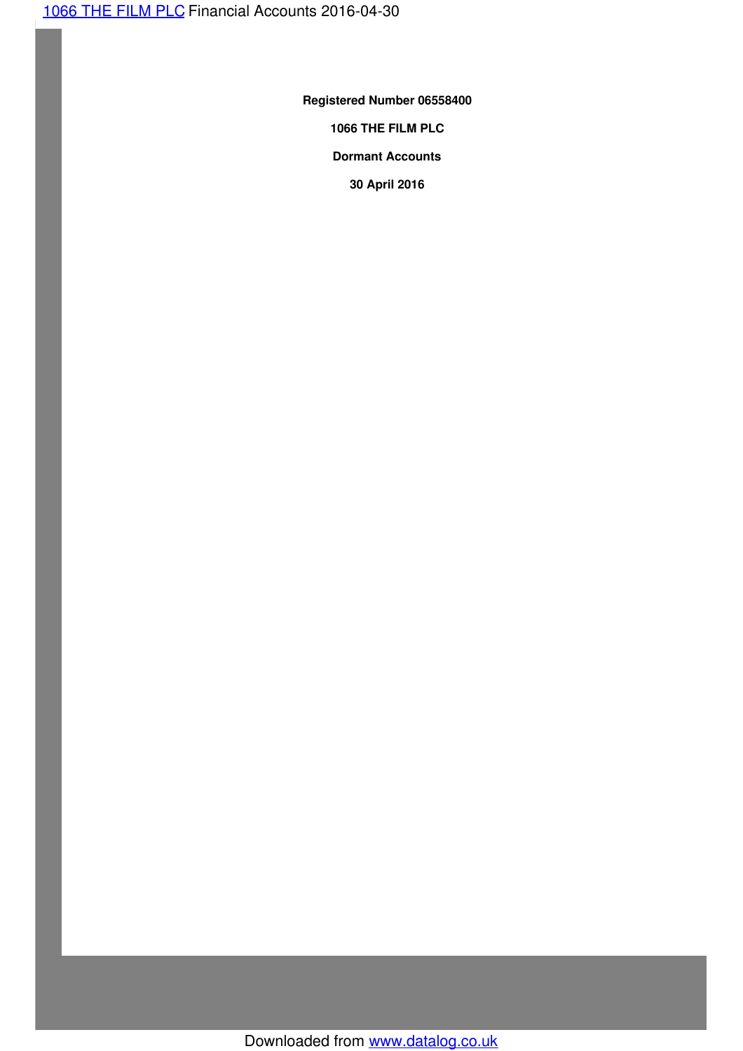**Registered Number 06558400**

**1066 THE FILM PLC**

**Dormant Accounts**

**30 April 2016**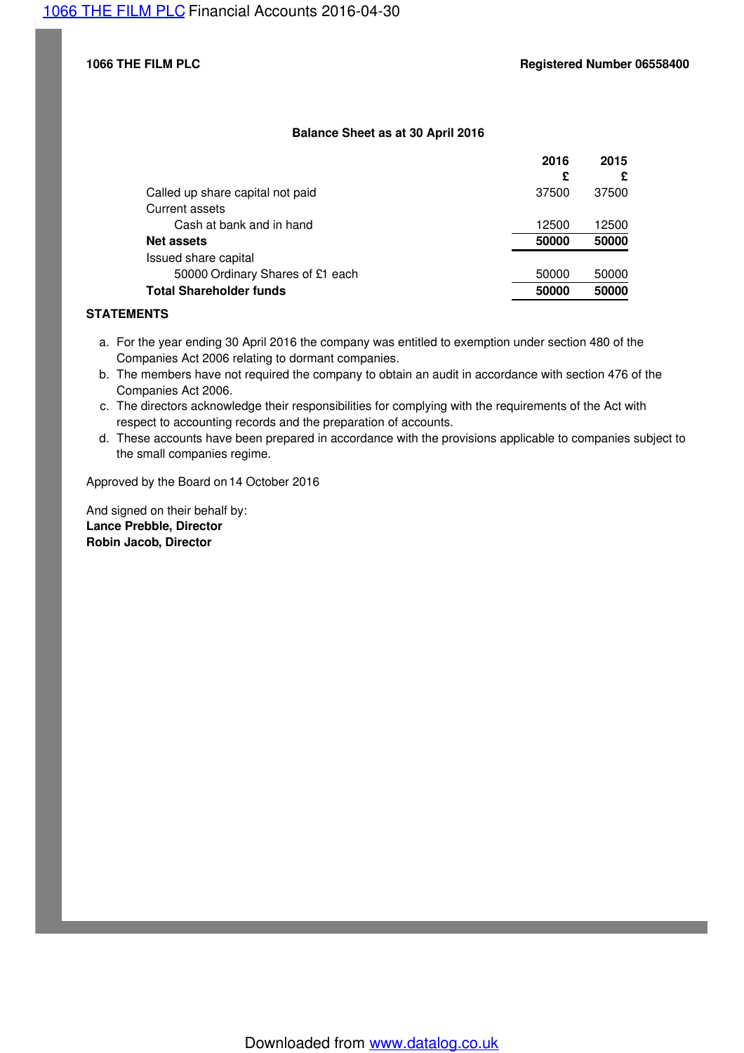**1066 THE FILM PLC** **Registered Number 06558400**

## Balance Sheet as at 30 April 2016

| | 2016 | 2015 |
|---|---|---|
| | £ | £ |
| Called up share capital not paid | 37500 | 37500 |
| Current assets | | |
| Cash at bank and in hand | 12500 | 12500 |
| **Net assets** | **50000** | **50000** |
| Issued share capital | | |
| 50000 Ordinary Shares of £1 each | 50000 | 50000 |
| **Total Shareholder funds** | **50000** | **50000** |

**STATEMENTS**

a. For the year ending 30 April 2016 the company was entitled to exemption under section 480 of the Companies Act 2006 relating to dormant companies.
b. The members have not required the company to obtain an audit in accordance with section 476 of the Companies Act 2006.
c. The directors acknowledge their responsibilities for complying with the requirements of the Act with respect to accounting records and the preparation of accounts.
d. These accounts have been prepared in accordance with the provisions applicable to companies subject to the small companies regime.

Approved by the Board on 14 October 2016

And signed on their behalf by:
**Lance Prebble, Director**
**Robin Jacob, Director**